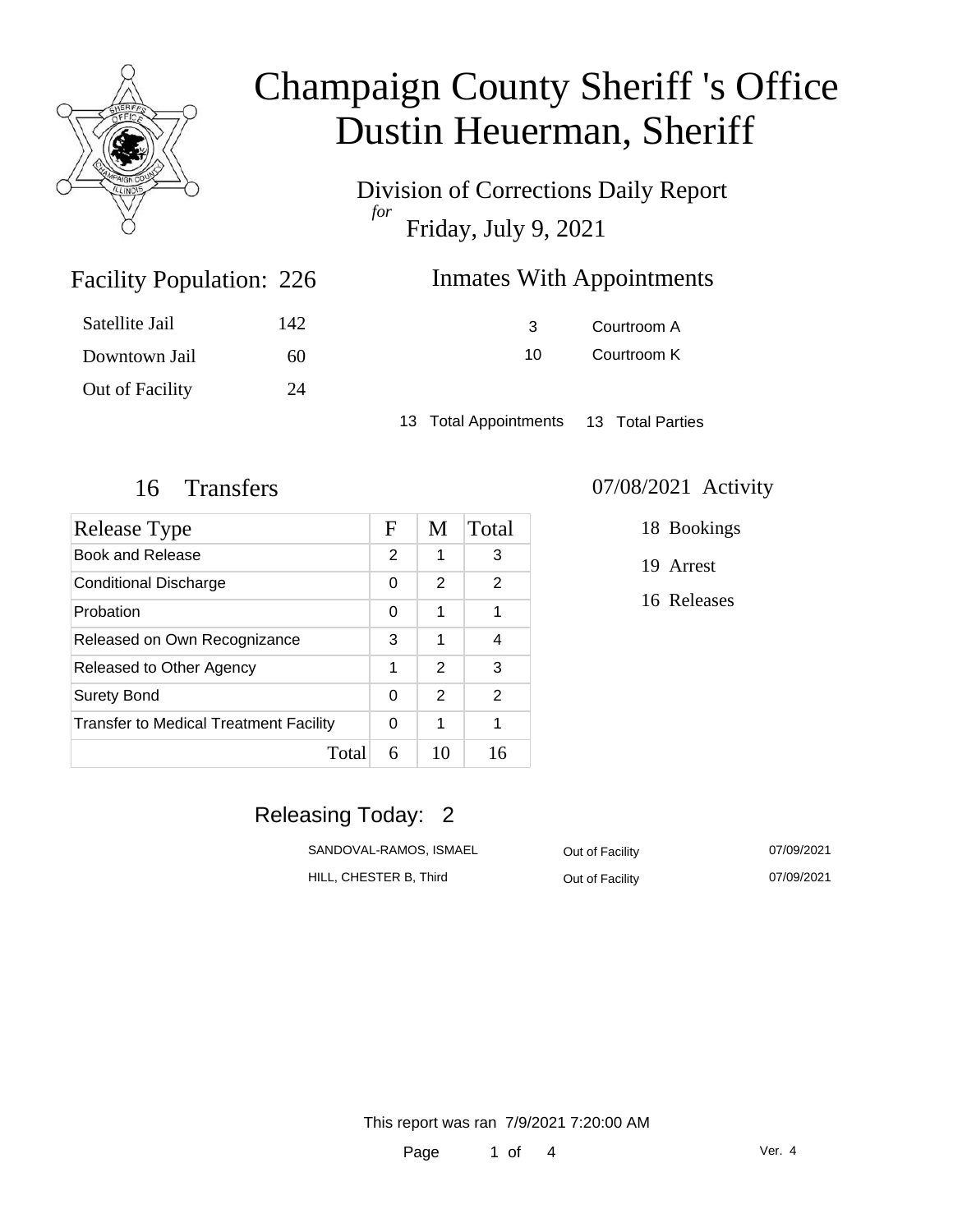# Champaign County Sheriff 's Office
# Dustin Heuerman, Sheriff

Division of Corrections Daily Report
*for*
Friday, July 9, 2021

## Facility Population: 226

| | |
|---|---|
| Satellite Jail | 142 |
| Downtown Jail | 60 |
| Out of Facility | 24 |

## Inmates With Appointments

| | |
|---|---|
| 3 | Courtroom A |
| 10 | Courtroom K |

13 Total Appointments    13 Total Parties

## 16 Transfers

| Release Type | F | M | Total |
|---|---|---|---|
| Book and Release | 2 | 1 | 3 |
| Conditional Discharge | 0 | 2 | 2 |
| Probation | 0 | 1 | 1 |
| Released on Own Recognizance | 3 | 1 | 4 |
| Released to Other Agency | 1 | 2 | 3 |
| Surety Bond | 0 | 2 | 2 |
| Transfer to Medical Treatment Facility | 0 | 1 | 1 |
| Total | 6 | 10 | 16 |

## 07/08/2021 Activity

18 Bookings

19 Arrest

16 Releases

## Releasing Today: 2

| | | |
|---|---|---|
| SANDOVAL-RAMOS, ISMAEL | Out of Facility | 07/09/2021 |
| HILL, CHESTER B, Third | Out of Facility | 07/09/2021 |

This report was ran 7/9/2021 7:20:00 AM

Ver. 4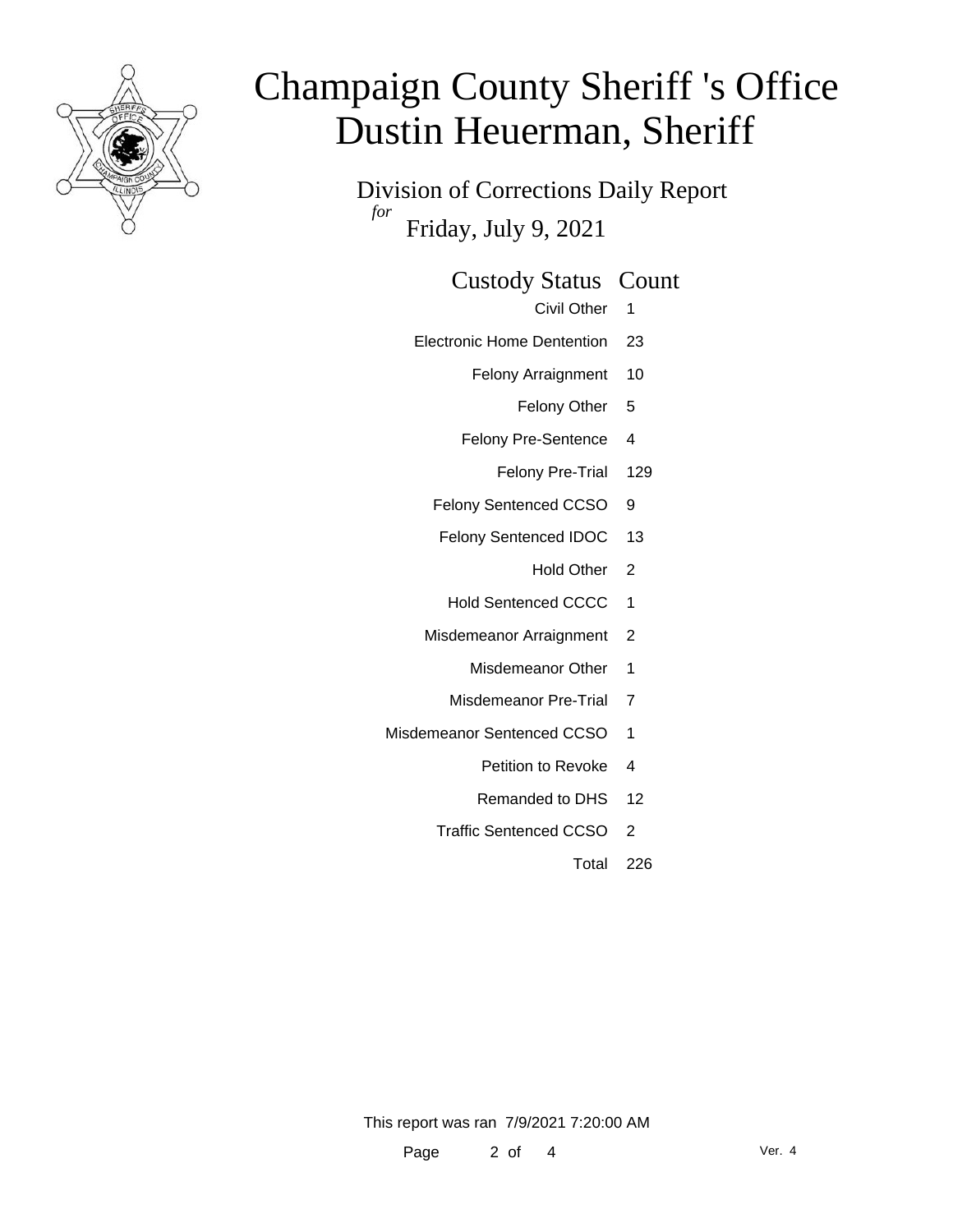# Champaign County Sheriff 's Office
# Dustin Heuerman, Sheriff

Division of Corrections Daily Report
*for*
Friday, July 9, 2021

| Custody Status | Count |
|---|---|
| Civil Other | 1 |
| Electronic Home Dentention | 23 |
| Felony Arraignment | 10 |
| Felony Other | 5 |
| Felony Pre-Sentence | 4 |
| Felony Pre-Trial | 129 |
| Felony Sentenced CCSO | 9 |
| Felony Sentenced IDOC | 13 |
| Hold Other | 2 |
| Hold Sentenced CCCC | 1 |
| Misdemeanor Arraignment | 2 |
| Misdemeanor Other | 1 |
| Misdemeanor Pre-Trial | 7 |
| Misdemeanor Sentenced CCSO | 1 |
| Petition to Revoke | 4 |
| Remanded to DHS | 12 |
| Traffic Sentenced CCSO | 2 |
| Total | 226 |

This report was ran 7/9/2021 7:20:00 AM

Ver. 4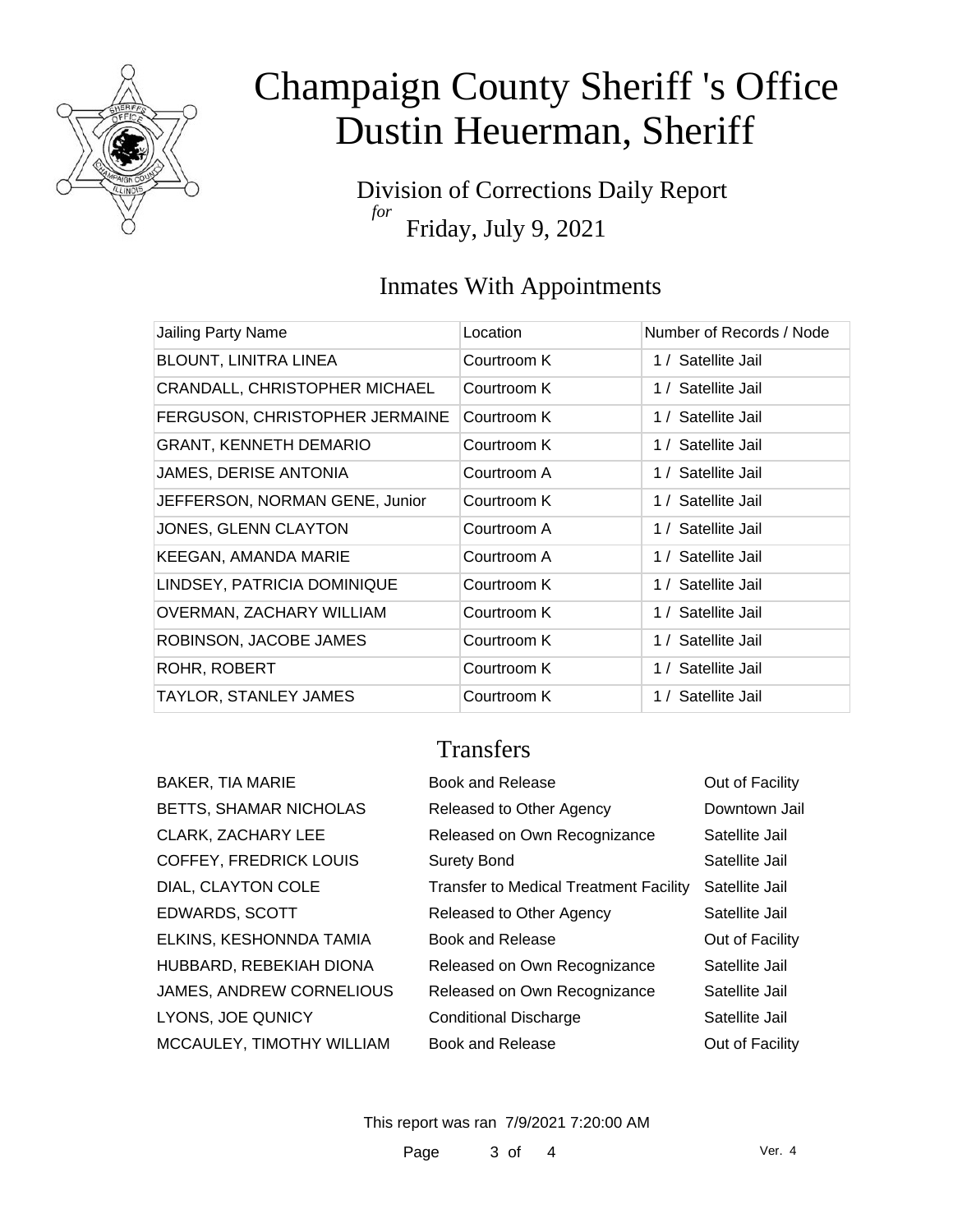# Champaign County Sheriff 's Office
# Dustin Heuerman, Sheriff

Division of Corrections Daily Report
*for*
Friday, July 9, 2021

## Inmates With Appointments

| Jailing Party Name | Location | Number of Records / Node |
|---|---|---|
| BLOUNT, LINITRA LINEA | Courtroom K | 1 / Satellite Jail |
| CRANDALL, CHRISTOPHER MICHAEL | Courtroom K | 1 / Satellite Jail |
| FERGUSON, CHRISTOPHER JERMAINE | Courtroom K | 1 / Satellite Jail |
| GRANT, KENNETH DEMARIO | Courtroom K | 1 / Satellite Jail |
| JAMES, DERISE ANTONIA | Courtroom A | 1 / Satellite Jail |
| JEFFERSON, NORMAN GENE, Junior | Courtroom K | 1 / Satellite Jail |
| JONES, GLENN CLAYTON | Courtroom A | 1 / Satellite Jail |
| KEEGAN, AMANDA MARIE | Courtroom A | 1 / Satellite Jail |
| LINDSEY, PATRICIA DOMINIQUE | Courtroom K | 1 / Satellite Jail |
| OVERMAN, ZACHARY WILLIAM | Courtroom K | 1 / Satellite Jail |
| ROBINSON, JACOBE JAMES | Courtroom K | 1 / Satellite Jail |
| ROHR, ROBERT | Courtroom K | 1 / Satellite Jail |
| TAYLOR, STANLEY JAMES | Courtroom K | 1 / Satellite Jail |

## Transfers

| | | |
|---|---|---|
| BAKER, TIA MARIE | Book and Release | Out of Facility |
| BETTS, SHAMAR NICHOLAS | Released to Other Agency | Downtown Jail |
| CLARK, ZACHARY LEE | Released on Own Recognizance | Satellite Jail |
| COFFEY, FREDRICK LOUIS | Surety Bond | Satellite Jail |
| DIAL, CLAYTON COLE | Transfer to Medical Treatment Facility | Satellite Jail |
| EDWARDS, SCOTT | Released to Other Agency | Satellite Jail |
| ELKINS, KESHONNDA TAMIA | Book and Release | Out of Facility |
| HUBBARD, REBEKIAH DIONA | Released on Own Recognizance | Satellite Jail |
| JAMES, ANDREW CORNELIOUS | Released on Own Recognizance | Satellite Jail |
| LYONS, JOE QUNICY | Conditional Discharge | Satellite Jail |
| MCCAULEY, TIMOTHY WILLIAM | Book and Release | Out of Facility |

This report was ran 7/9/2021 7:20:00 AM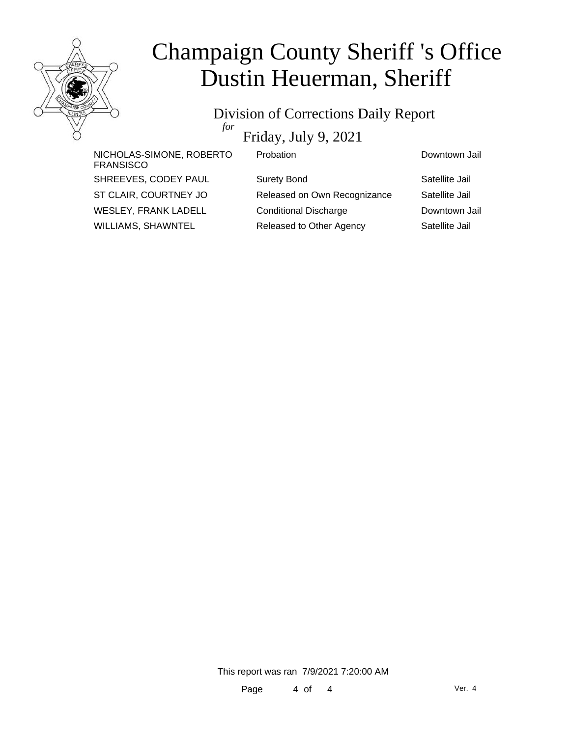# Champaign County Sheriff 's Office
# Dustin Heuerman, Sheriff

## Division of Corrections Daily Report

*for*

## Friday, July 9, 2021

| | | |
|---|---|---|
| NICHOLAS-SIMONE, ROBERTO FRANSISCO | Probation | Downtown Jail |
| SHREEVES, CODEY PAUL | Surety Bond | Satellite Jail |
| ST CLAIR, COURTNEY JO | Released on Own Recognizance | Satellite Jail |
| WESLEY, FRANK LADELL | Conditional Discharge | Downtown Jail |
| WILLIAMS, SHAWNTEL | Released to Other Agency | Satellite Jail |

This report was ran 7/9/2021 7:20:00 AM

Ver. 4